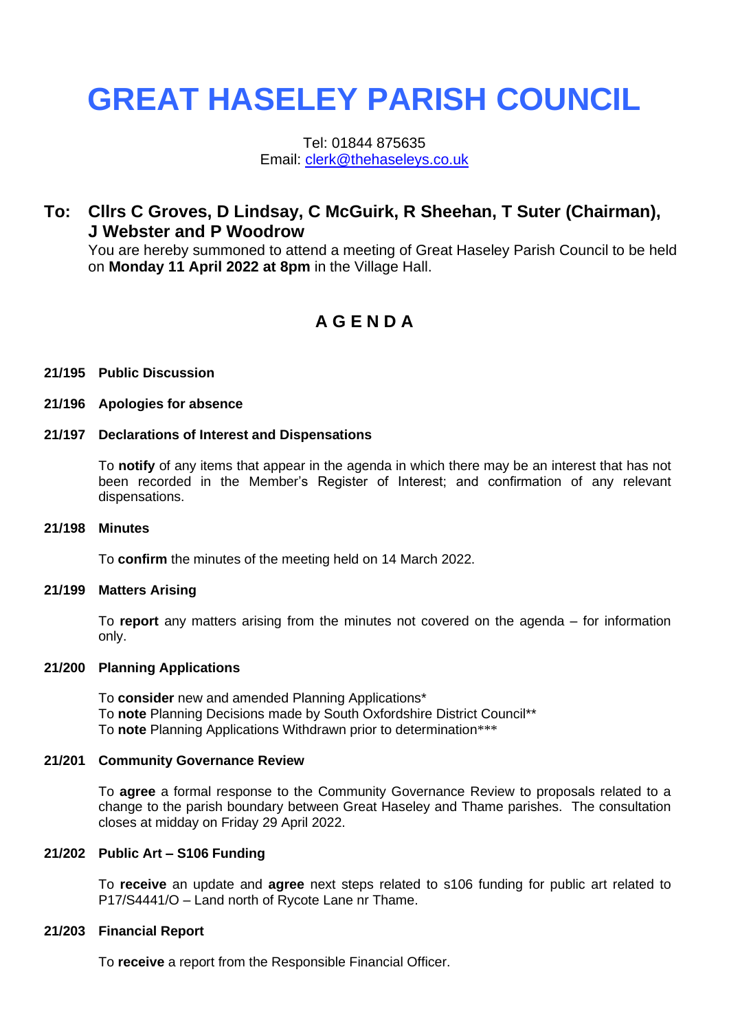# GREAT HASELEY PARISH COUNCIL

Tel: 01844 875635
Email: clerk@thehaseleys.co.uk

## To: Cllrs C Groves, D Lindsay, C McGuirk, R Sheehan, T Suter (Chairman), J Webster and P Woodrow

You are hereby summoned to attend a meeting of Great Haseley Parish Council to be held on **Monday 11 April 2022 at 8pm** in the Village Hall.

## A G E N D A

**21/195 Public Discussion**

**21/196 Apologies for absence**

**21/197 Declarations of Interest and Dispensations**

To **notify** of any items that appear in the agenda in which there may be an interest that has not been recorded in the Member's Register of Interest; and confirmation of any relevant dispensations.

**21/198 Minutes**

To **confirm** the minutes of the meeting held on 14 March 2022.

**21/199 Matters Arising**

To **report** any matters arising from the minutes not covered on the agenda – for information only.

**21/200 Planning Applications**

To **consider** new and amended Planning Applications*
To **note** Planning Decisions made by South Oxfordshire District Council**
To **note** Planning Applications Withdrawn prior to determination***

**21/201 Community Governance Review**

To **agree** a formal response to the Community Governance Review to proposals related to a change to the parish boundary between Great Haseley and Thame parishes. The consultation closes at midday on Friday 29 April 2022.

**21/202 Public Art – S106 Funding**

To **receive** an update and **agree** next steps related to s106 funding for public art related to P17/S4441/O – Land north of Rycote Lane nr Thame.

**21/203 Financial Report**

To **receive** a report from the Responsible Financial Officer.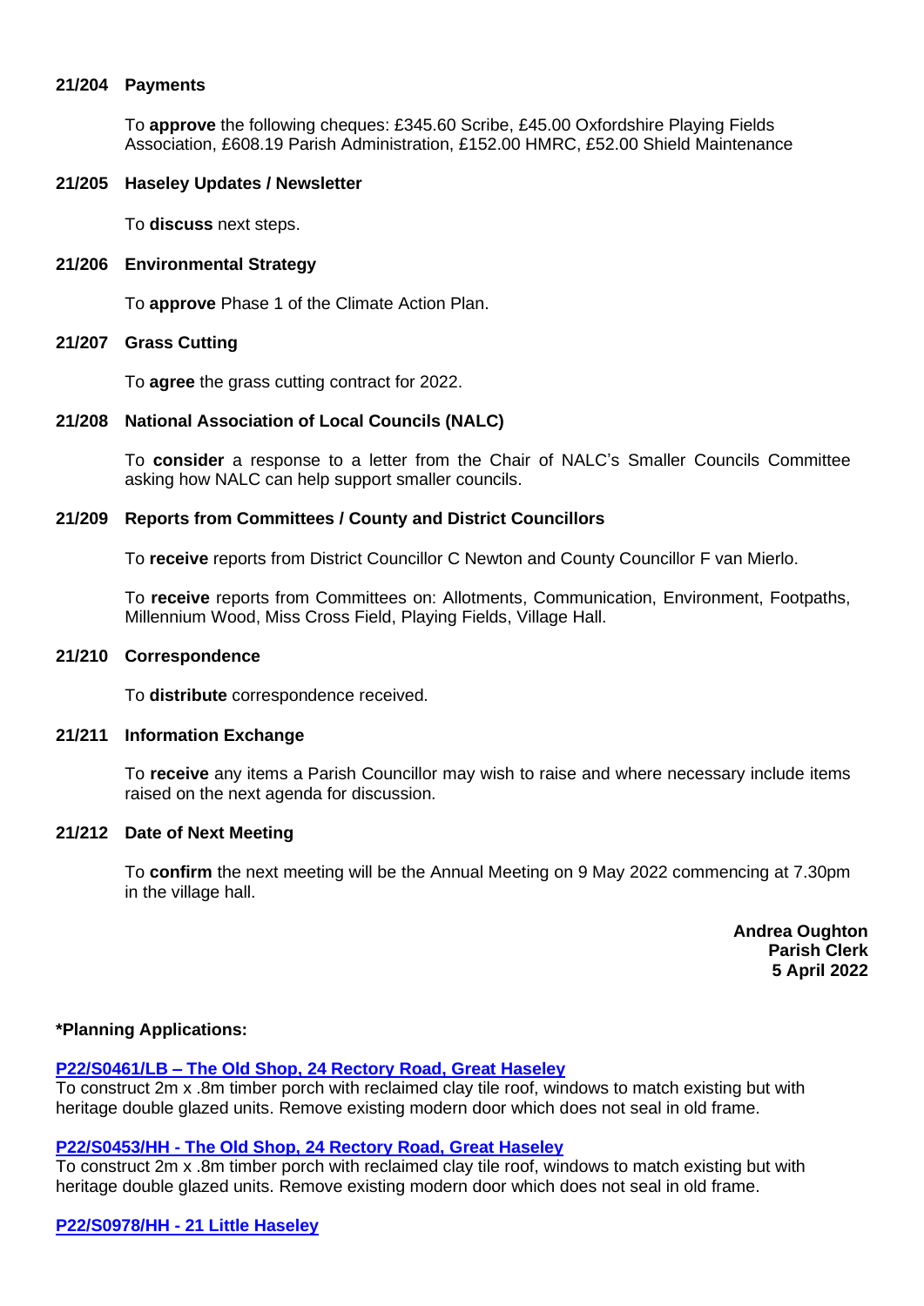**21/204 Payments**

To **approve** the following cheques: £345.60 Scribe, £45.00 Oxfordshire Playing Fields Association, £608.19 Parish Administration, £152.00 HMRC, £52.00 Shield Maintenance

**21/205 Haseley Updates / Newsletter**

To **discuss** next steps.

**21/206 Environmental Strategy**

To **approve** Phase 1 of the Climate Action Plan.

**21/207 Grass Cutting**

To **agree** the grass cutting contract for 2022.

**21/208 National Association of Local Councils (NALC)**

To **consider** a response to a letter from the Chair of NALC's Smaller Councils Committee asking how NALC can help support smaller councils.

**21/209 Reports from Committees / County and District Councillors**

To **receive** reports from District Councillor C Newton and County Councillor F van Mierlo.

To **receive** reports from Committees on: Allotments, Communication, Environment, Footpaths, Millennium Wood, Miss Cross Field, Playing Fields, Village Hall.

**21/210 Correspondence**

To **distribute** correspondence received.

**21/211 Information Exchange**

To **receive** any items a Parish Councillor may wish to raise and where necessary include items raised on the next agenda for discussion.

**21/212 Date of Next Meeting**

To **confirm** the next meeting will be the Annual Meeting on 9 May 2022 commencing at 7.30pm in the village hall.

**Andrea Oughton**
**Parish Clerk**
**5 April 2022**

**\*Planning Applications:**

**P22/S0461/LB – The Old Shop, 24 Rectory Road, Great Haseley**
To construct 2m x .8m timber porch with reclaimed clay tile roof, windows to match existing but with heritage double glazed units. Remove existing modern door which does not seal in old frame.

**P22/S0453/HH - The Old Shop, 24 Rectory Road, Great Haseley**
To construct 2m x .8m timber porch with reclaimed clay tile roof, windows to match existing but with heritage double glazed units. Remove existing modern door which does not seal in old frame.

**P22/S0978/HH - 21 Little Haseley**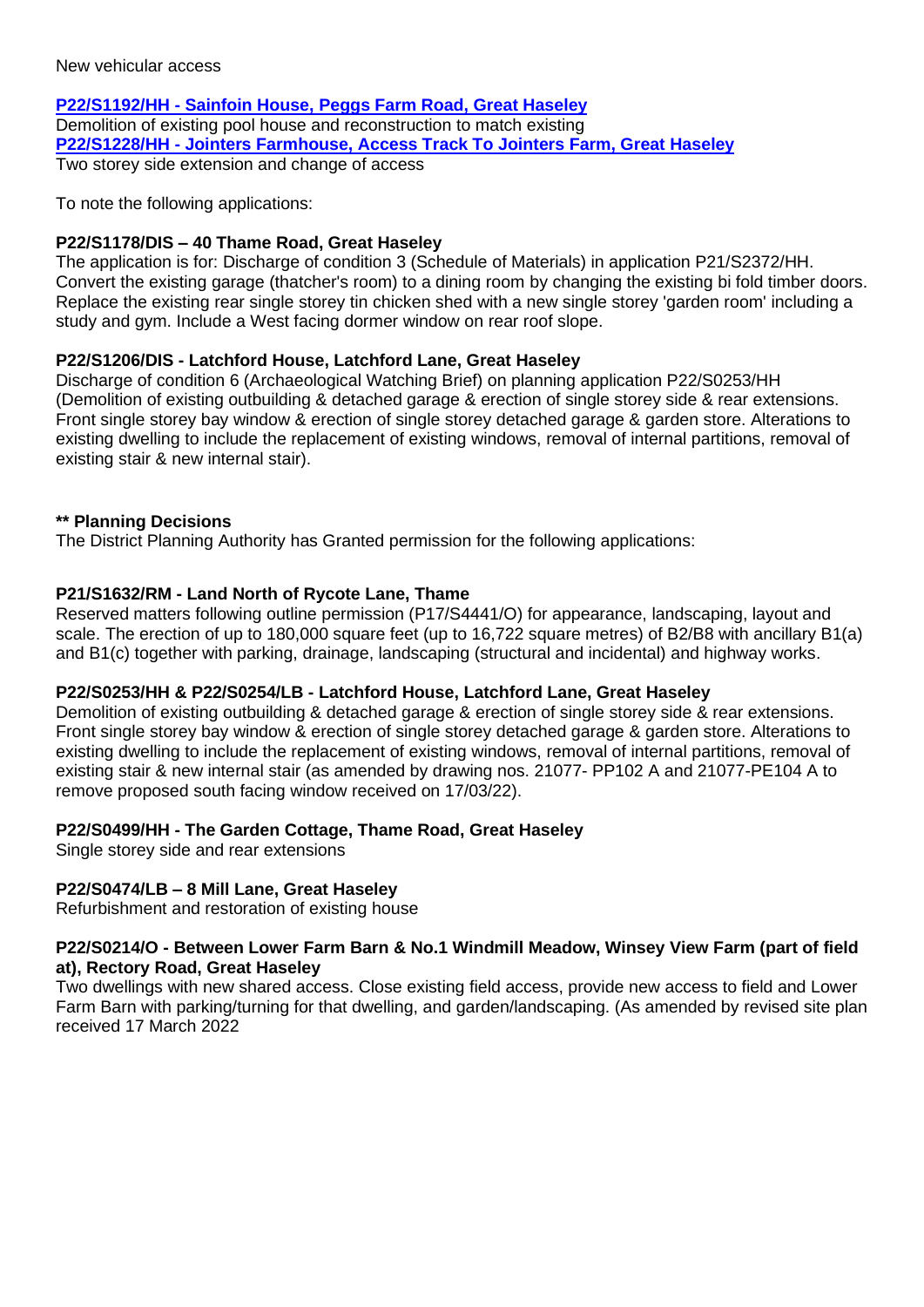New vehicular access

**P22/S1192/HH - Sainfoin House, Peggs Farm Road, Great Haseley**
Demolition of existing pool house and reconstruction to match existing
**P22/S1228/HH - Jointers Farmhouse, Access Track To Jointers Farm, Great Haseley**
Two storey side extension and change of access

To note the following applications:

**P22/S1178/DIS – 40 Thame Road, Great Haseley**
The application is for: Discharge of condition 3 (Schedule of Materials) in application P21/S2372/HH. Convert the existing garage (thatcher's room) to a dining room by changing the existing bi fold timber doors. Replace the existing rear single storey tin chicken shed with a new single storey 'garden room' including a study and gym. Include a West facing dormer window on rear roof slope.

**P22/S1206/DIS - Latchford House, Latchford Lane, Great Haseley**
Discharge of condition 6 (Archaeological Watching Brief) on planning application P22/S0253/HH (Demolition of existing outbuilding & detached garage & erection of single storey side & rear extensions. Front single storey bay window & erection of single storey detached garage & garden store. Alterations to existing dwelling to include the replacement of existing windows, removal of internal partitions, removal of existing stair & new internal stair).

**** Planning Decisions**
The District Planning Authority has Granted permission for the following applications:

**P21/S1632/RM - Land North of Rycote Lane, Thame**
Reserved matters following outline permission (P17/S4441/O) for appearance, landscaping, layout and scale. The erection of up to 180,000 square feet (up to 16,722 square metres) of B2/B8 with ancillary B1(a) and B1(c) together with parking, drainage, landscaping (structural and incidental) and highway works.

**P22/S0253/HH & P22/S0254/LB - Latchford House, Latchford Lane, Great Haseley**
Demolition of existing outbuilding & detached garage & erection of single storey side & rear extensions. Front single storey bay window & erection of single storey detached garage & garden store. Alterations to existing dwelling to include the replacement of existing windows, removal of internal partitions, removal of existing stair & new internal stair (as amended by drawing nos. 21077- PP102 A and 21077-PE104 A to remove proposed south facing window received on 17/03/22).

**P22/S0499/HH - The Garden Cottage, Thame Road, Great Haseley**
Single storey side and rear extensions

**P22/S0474/LB – 8 Mill Lane, Great Haseley**
Refurbishment and restoration of existing house

**P22/S0214/O - Between Lower Farm Barn & No.1 Windmill Meadow, Winsey View Farm (part of field at), Rectory Road, Great Haseley**
Two dwellings with new shared access. Close existing field access, provide new access to field and Lower Farm Barn with parking/turning for that dwelling, and garden/landscaping. (As amended by revised site plan received 17 March 2022